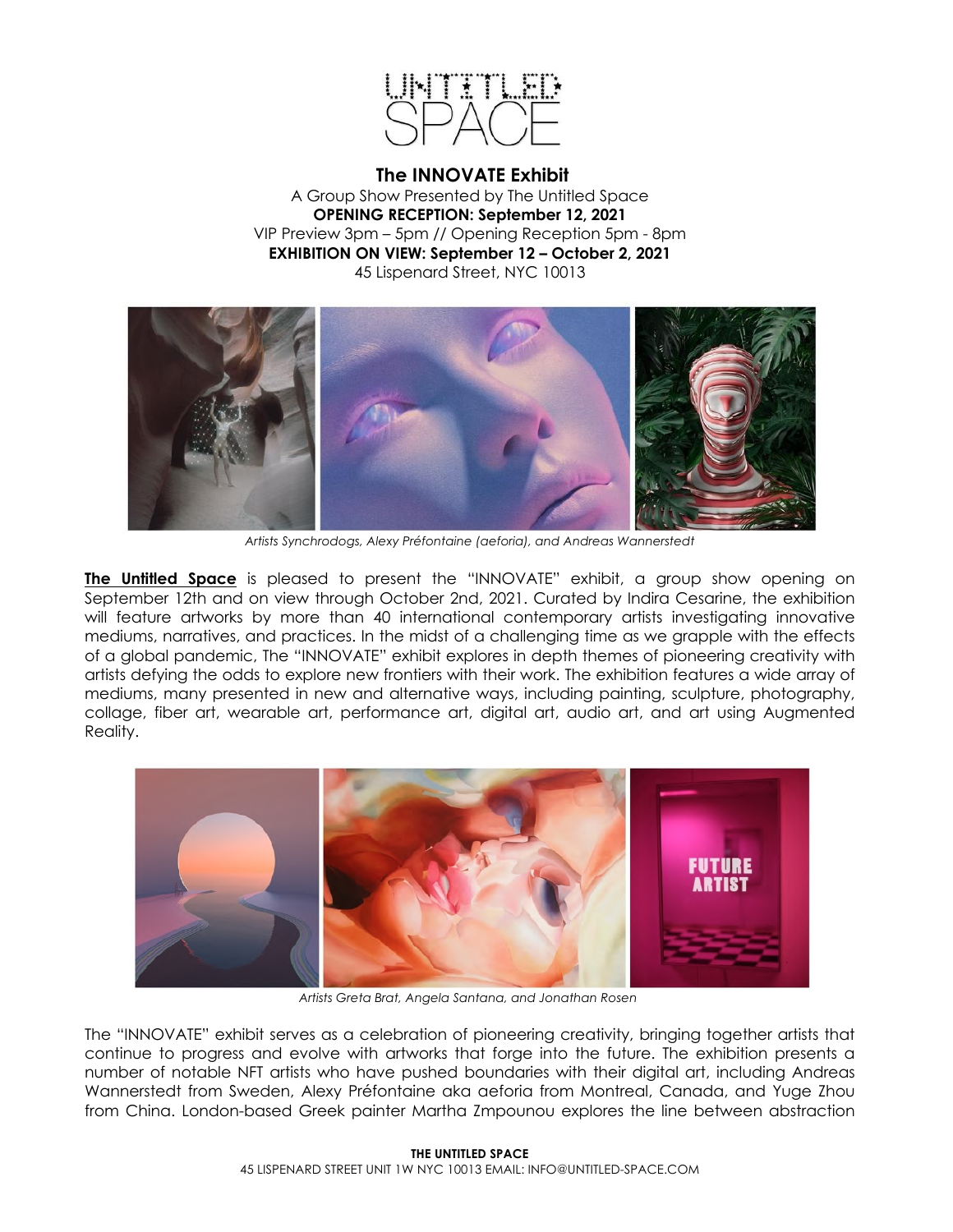# The INNOVATE Exhibit

A Group Show Presented by The Untitled Space

**OPENING RECEPTION: September 12, 2021**

VIP Preview 3pm – 5pm // Opening Reception 5pm - 8pm

**EXHIBITION ON VIEW: September 12 – October 2, 2021**

45 Lispenard Street, NYC 10013

*Artists Synchrodogs, Alexy Préfontaine (aeforia), and Andreas Wannerstedt*

**The Untitled Space** is pleased to present the "INNOVATE" exhibit, a group show opening on September 12th and on view through October 2nd, 2021. Curated by Indira Cesarine, the exhibition will feature artworks by more than 40 international contemporary artists investigating innovative mediums, narratives, and practices. In the midst of a challenging time as we grapple with the effects of a global pandemic, The "INNOVATE" exhibit explores in depth themes of pioneering creativity with artists defying the odds to explore new frontiers with their work. The exhibition features a wide array of mediums, many presented in new and alternative ways, including painting, sculpture, photography, collage, fiber art, wearable art, performance art, digital art, audio art, and art using Augmented Reality.

*Artists Greta Brat, Angela Santana, and Jonathan Rosen*

The "INNOVATE" exhibit serves as a celebration of pioneering creativity, bringing together artists that continue to progress and evolve with artworks that forge into the future. The exhibition presents a number of notable NFT artists who have pushed boundaries with their digital art, including Andreas Wannerstedt from Sweden, Alexy Préfontaine aka aeforia from Montreal, Canada, and Yuge Zhou from China. London-based Greek painter Martha Zmpounou explores the line between abstraction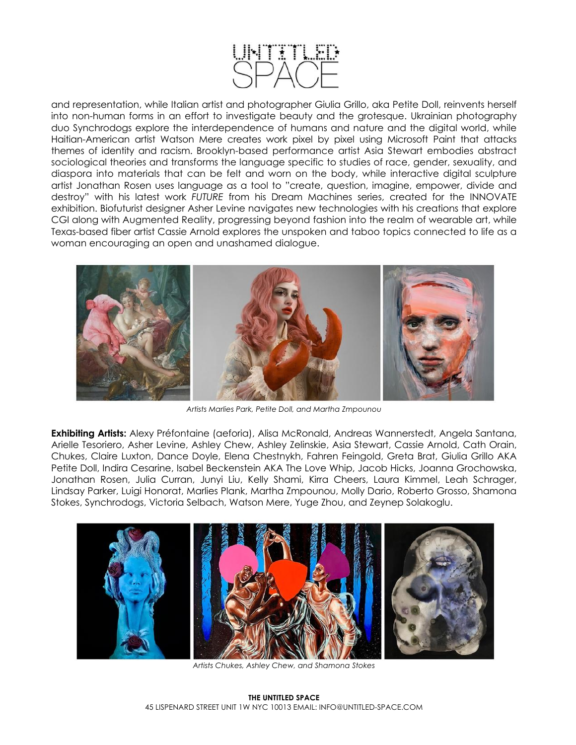and representation, while Italian artist and photographer Giulia Grillo, aka Petite Doll, reinvents herself into non-human forms in an effort to investigate beauty and the grotesque. Ukrainian photography duo Synchrodogs explore the interdependence of humans and nature and the digital world, while Haitian-American artist Watson Mere creates work pixel by pixel using Microsoft Paint that attacks themes of identity and racism. Brooklyn-based performance artist Asia Stewart embodies abstract sociological theories and transforms the language specific to studies of race, gender, sexuality, and diaspora into materials that can be felt and worn on the body, while interactive digital sculpture artist Jonathan Rosen uses language as a tool to "create, question, imagine, empower, divide and destroy" with his latest work *FUTURE* from his Dream Machines series, created for the INNOVATE exhibition. Biofuturist designer Asher Levine navigates new technologies with his creations that explore CGI along with Augmented Reality, progressing beyond fashion into the realm of wearable art, while Texas-based fiber artist Cassie Arnold explores the unspoken and taboo topics connected to life as a woman encouraging an open and unashamed dialogue.

*Artists Marlies Park, Petite Doll, and Martha Zmpounou*

**Exhibiting Artists:** Alexy Préfontaine (aeforia), Alisa McRonald, Andreas Wannerstedt, Angela Santana, Arielle Tesoriero, Asher Levine, Ashley Chew, Ashley Zelinskie, Asia Stewart, Cassie Arnold, Cath Orain, Chukes, Claire Luxton, Dance Doyle, Elena Chestnykh, Fahren Feingold, Greta Brat, Giulia Grillo AKA Petite Doll, Indira Cesarine, Isabel Beckenstein AKA The Love Whip, Jacob Hicks, Joanna Grochowska, Jonathan Rosen, Julia Curran, Junyi Liu, Kelly Shami, Kirra Cheers, Laura Kimmel, Leah Schrager, Lindsay Parker, Luigi Honorat, Marlies Plank, Martha Zmpounou, Molly Dario, Roberto Grosso, Shamona Stokes, Synchrodogs, Victoria Selbach, Watson Mere, Yuge Zhou, and Zeynep Solakoglu.

*Artists Chukes, Ashley Chew, and Shamona Stokes*

**THE UNTITLED SPACE**
45 LISPENARD STREET UNIT 1W NYC 10013 EMAIL: INFO@UNTITLED-SPACE.COM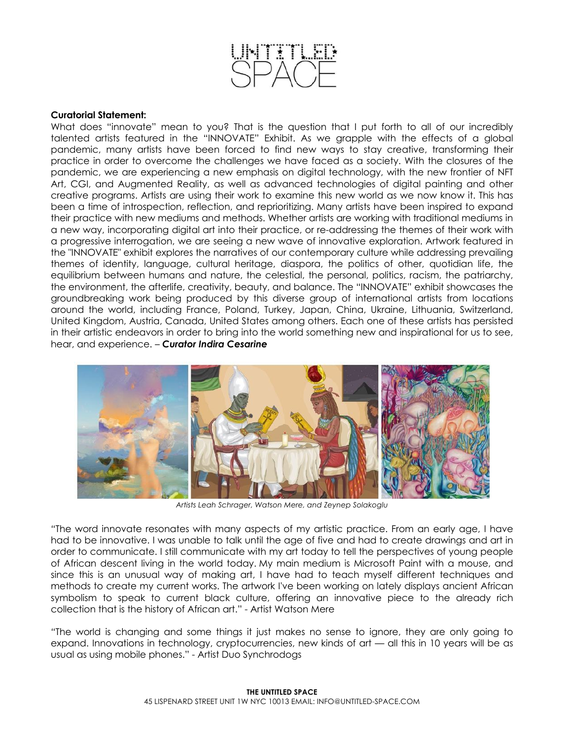**Curatorial Statement:**

What does "innovate" mean to you? That is the question that I put forth to all of our incredibly talented artists featured in the "INNOVATE" Exhibit. As we grapple with the effects of a global pandemic, many artists have been forced to find new ways to stay creative, transforming their practice in order to overcome the challenges we have faced as a society. With the closures of the pandemic, we are experiencing a new emphasis on digital technology, with the new frontier of NFT Art, CGI, and Augmented Reality, as well as advanced technologies of digital painting and other creative programs. Artists are using their work to examine this new world as we now know it. This has been a time of introspection, reflection, and reprioritizing. Many artists have been inspired to expand their practice with new mediums and methods. Whether artists are working with traditional mediums in a new way, incorporating digital art into their practice, or re-addressing the themes of their work with a progressive interrogation, we are seeing a new wave of innovative exploration. Artwork featured in the "INNOVATE" exhibit explores the narratives of our contemporary culture while addressing prevailing themes of identity, language, cultural heritage, diaspora, the politics of other, quotidian life, the equilibrium between humans and nature, the celestial, the personal, politics, racism, the patriarchy, the environment, the afterlife, creativity, beauty, and balance. The "INNOVATE" exhibit showcases the groundbreaking work being produced by this diverse group of international artists from locations around the world, including France, Poland, Turkey, Japan, China, Ukraine, Lithuania, Switzerland, United Kingdom, Austria, Canada, United States among others. Each one of these artists has persisted in their artistic endeavors in order to bring into the world something new and inspirational for us to see, hear, and experience. – ***Curator Indira Cesarine***

*Artists Leah Schrager, Watson Mere, and Zeynep Solakoglu*

"The word innovate resonates with many aspects of my artistic practice. From an early age, I have had to be innovative. I was unable to talk until the age of five and had to create drawings and art in order to communicate. I still communicate with my art today to tell the perspectives of young people of African descent living in the world today. My main medium is Microsoft Paint with a mouse, and since this is an unusual way of making art, I have had to teach myself different techniques and methods to create my current works. The artwork I've been working on lately displays ancient African symbolism to speak to current black culture, offering an innovative piece to the already rich collection that is the history of African art." - Artist Watson Mere

"The world is changing and some things it just makes no sense to ignore, they are only going to expand. Innovations in technology, cryptocurrencies, new kinds of art — all this in 10 years will be as usual as using mobile phones." - Artist Duo Synchrodogs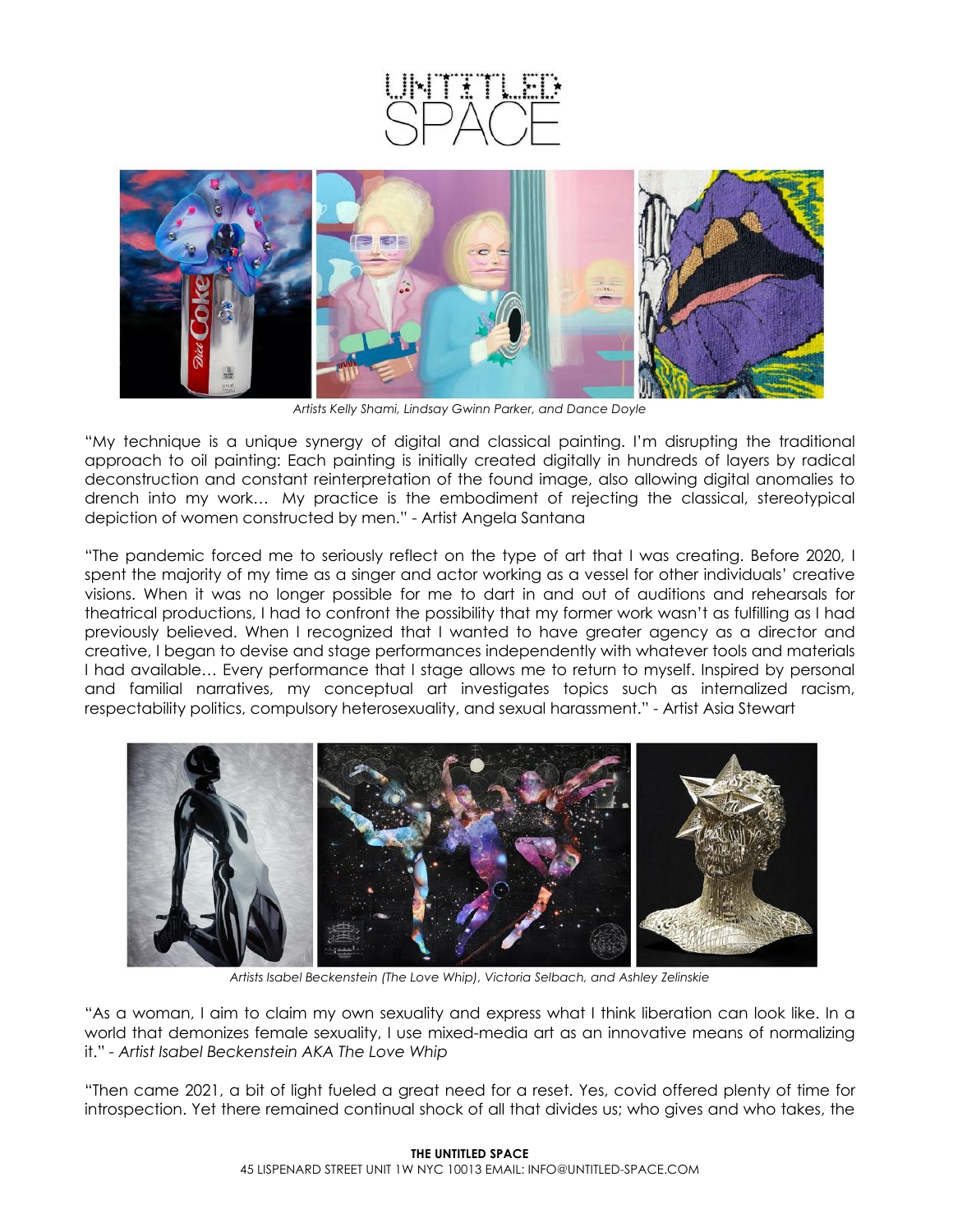*Artists Kelly Shami, Lindsay Gwinn Parker, and Dance Doyle*

"My technique is a unique synergy of digital and classical painting. I'm disrupting the traditional approach to oil painting: Each painting is initially created digitally in hundreds of layers by radical deconstruction and constant reinterpretation of the found image, also allowing digital anomalies to drench into my work… My practice is the embodiment of rejecting the classical, stereotypical depiction of women constructed by men." - Artist Angela Santana

"The pandemic forced me to seriously reflect on the type of art that I was creating. Before 2020, I spent the majority of my time as a singer and actor working as a vessel for other individuals' creative visions. When it was no longer possible for me to dart in and out of auditions and rehearsals for theatrical productions, I had to confront the possibility that my former work wasn't as fulfilling as I had previously believed. When I recognized that I wanted to have greater agency as a director and creative, I began to devise and stage performances independently with whatever tools and materials I had available… Every performance that I stage allows me to return to myself. Inspired by personal and familial narratives, my conceptual art investigates topics such as internalized racism, respectability politics, compulsory heterosexuality, and sexual harassment." - Artist Asia Stewart

*Artists Isabel Beckenstein (The Love Whip), Victoria Selbach, and Ashley Zelinskie*

"As a woman, I aim to claim my own sexuality and express what I think liberation can look like. In a world that demonizes female sexuality, I use mixed-media art as an innovative means of normalizing it." - *Artist Isabel Beckenstein AKA The Love Whip*

"Then came 2021, a bit of light fueled a great need for a reset. Yes, covid offered plenty of time for introspection. Yet there remained continual shock of all that divides us; who gives and who takes, the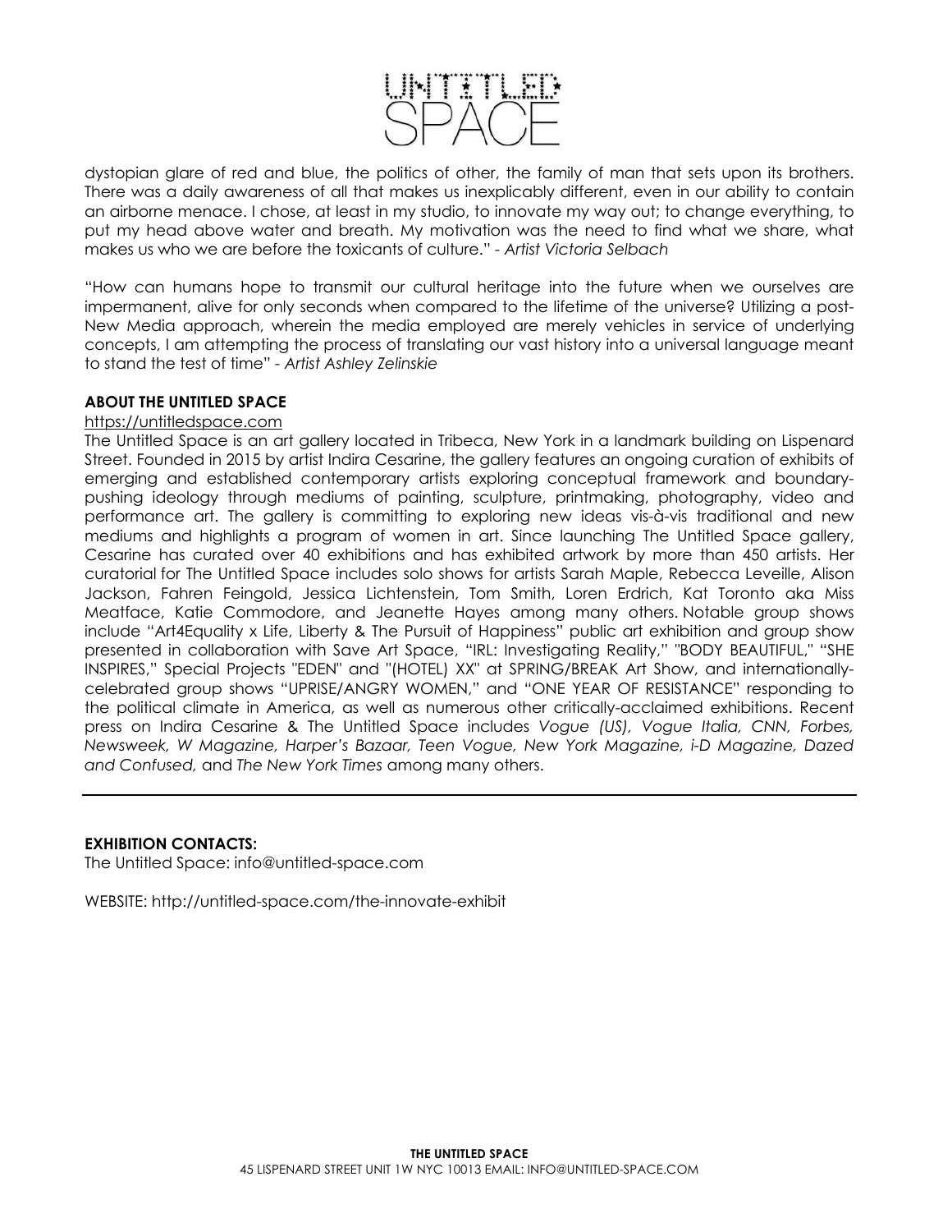dystopian glare of red and blue, the politics of other, the family of man that sets upon its brothers. There was a daily awareness of all that makes us inexplicably different, even in our ability to contain an airborne menace. I chose, at least in my studio, to innovate my way out; to change everything, to put my head above water and breath. My motivation was the need to find what we share, what makes us who we are before the toxicants of culture." - *Artist Victoria Selbach*

"How can humans hope to transmit our cultural heritage into the future when we ourselves are impermanent, alive for only seconds when compared to the lifetime of the universe? Utilizing a post-New Media approach, wherein the media employed are merely vehicles in service of underlying concepts, I am attempting the process of translating our vast history into a universal language meant to stand the test of time" - *Artist Ashley Zelinskie*

**ABOUT THE UNTITLED SPACE**

https://untitledspace.com

The Untitled Space is an art gallery located in Tribeca, New York in a landmark building on Lispenard Street. Founded in 2015 by artist Indira Cesarine, the gallery features an ongoing curation of exhibits of emerging and established contemporary artists exploring conceptual framework and boundary-pushing ideology through mediums of painting, sculpture, printmaking, photography, video and performance art. The gallery is committing to exploring new ideas vis-à-vis traditional and new mediums and highlights a program of women in art. Since launching The Untitled Space gallery, Cesarine has curated over 40 exhibitions and has exhibited artwork by more than 450 artists. Her curatorial for The Untitled Space includes solo shows for artists Sarah Maple, Rebecca Leveille, Alison Jackson, Fahren Feingold, Jessica Lichtenstein, Tom Smith, Loren Erdrich, Kat Toronto aka Miss Meatface, Katie Commodore, and Jeanette Hayes among many others. Notable group shows include "Art4Equality x Life, Liberty & The Pursuit of Happiness" public art exhibition and group show presented in collaboration with Save Art Space, "IRL: Investigating Reality," "BODY BEAUTIFUL," "SHE INSPIRES," Special Projects "EDEN" and "(HOTEL) XX" at SPRING/BREAK Art Show, and internationally-celebrated group shows "UPRISE/ANGRY WOMEN," and "ONE YEAR OF RESISTANCE" responding to the political climate in America, as well as numerous other critically-acclaimed exhibitions. Recent press on Indira Cesarine & The Untitled Space includes *Vogue (US), Vogue Italia, CNN, Forbes, Newsweek, W Magazine, Harper's Bazaar, Teen Vogue, New York Magazine, i-D Magazine, Dazed and Confused,* and *The New York Times* among many others.

---

**EXHIBITION CONTACTS:**

The Untitled Space: info@untitled-space.com

WEBSITE: http://untitled-space.com/the-innovate-exhibit